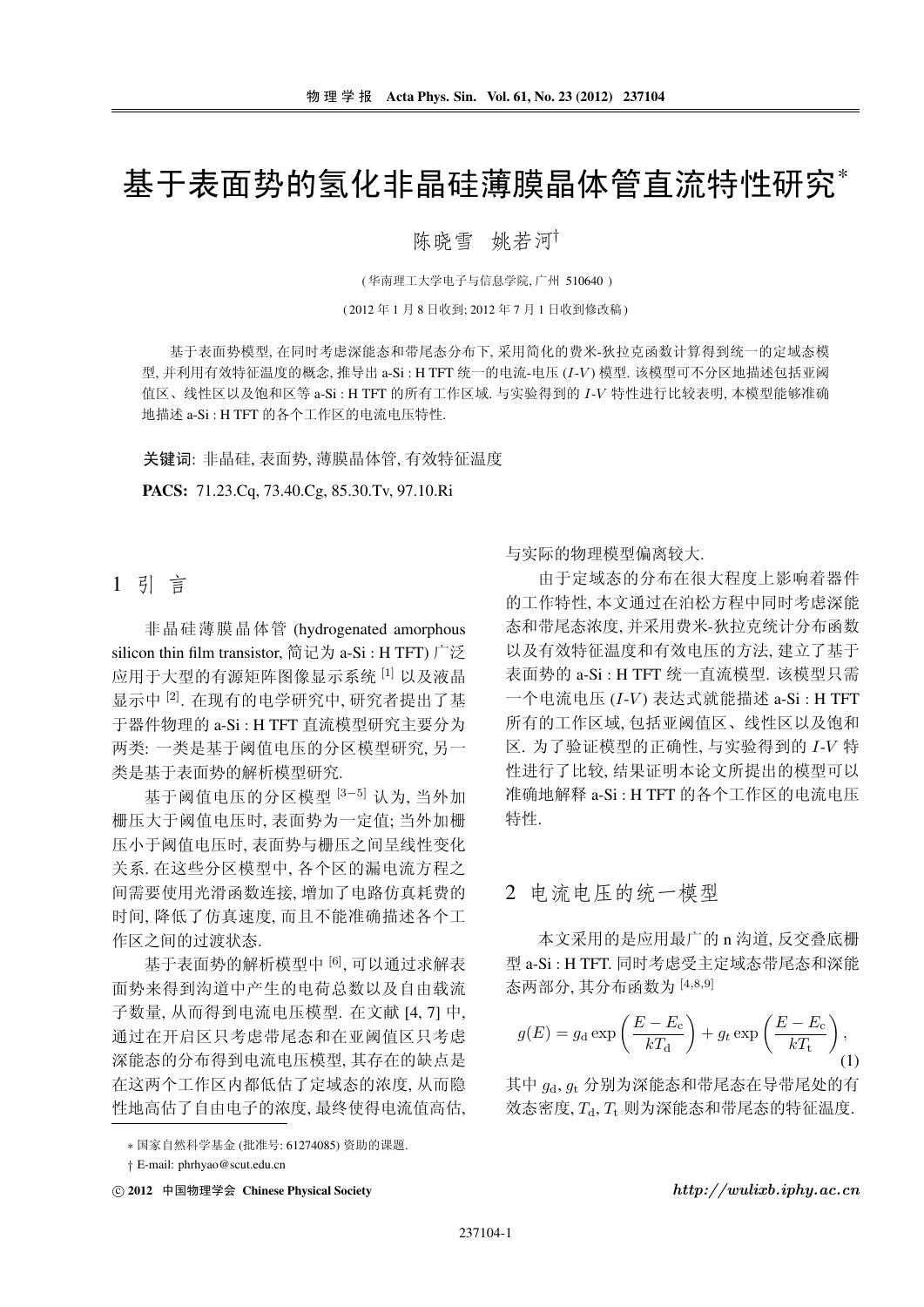# 基于表面势的氢化非晶硅薄膜晶体管直流特性研究*

陈晓雪　姚若河†

(华南理工大学电子与信息学院, 广州 510640)

(2012 年 1 月 8 日收到; 2012 年 7 月 1 日收到修改稿)

基于表面势模型, 在同时考虑深能态和带尾态分布下, 采用简化的费米-狄拉克函数计算得到统一的定域态模型, 并利用有效特征温度的概念, 推导出 a-Si : H TFT 统一的电流-电压 ($I$-$V$) 模型. 该模型可不分区地描述包括亚阈值区、线性区以及饱和区等 a-Si : H TFT 的所有工作区域. 与实验得到的 $I$-$V$ 特性进行比较表明, 本模型能够准确地描述 a-Si : H TFT 的各个工作区的电流电压特性.

**关键词**: 非晶硅, 表面势, 薄膜晶体管, 有效特征温度

**PACS:** 71.23.Cq, 73.40.Cg, 85.30.Tv, 97.10.Ri

## 1 引 言

非晶硅薄膜晶体管 (hydrogenated amorphous silicon thin film transistor, 简记为 a-Si : H TFT) 广泛应用于大型的有源矩阵图像显示系统 [1] 以及液晶显示中 [2]. 在现有的电学研究中, 研究者提出了基于器件物理的 a-Si : H TFT 直流模型研究主要分为两类: 一类是基于阈值电压的分区模型研究, 另一类是基于表面势的解析模型研究.

基于阈值电压的分区模型 [3−5] 认为, 当外加栅压大于阈值电压时, 表面势为一定值; 当外加栅压小于阈值电压时, 表面势与栅压之间呈线性变化关系. 在这些分区模型中, 各个区的漏电流方程之间需要使用光滑函数连接, 增加了电路仿真耗费的时间, 降低了仿真速度, 而且不能准确描述各个工作区之间的过渡状态.

基于表面势的解析模型中 [6], 可以通过求解表面势来得到沟道中产生的电荷总数以及自由载流子数量, 从而得到电流电压模型. 在文献 [4, 7] 中, 通过在开启区只考虑带尾态和在亚阈值区只考虑深能态的分布得到电流电压模型, 其存在的缺点是在这两个工作区内都低估了定域态的浓度, 从而隐性地高估了自由电子的浓度, 最终使得电流值高估, 与实际的物理模型偏离较大.

由于定域态的分布在很大程度上影响着器件的工作特性, 本文通过在泊松方程中同时考虑深能态和带尾态浓度, 并采用费米-狄拉克统计分布函数以及有效特征温度和有效电压的方法, 建立了基于表面势的 a-Si : H TFT 统一直流模型. 该模型只需一个电流电压 ($I$-$V$) 表达式就能描述 a-Si : H TFT 所有的工作区域, 包括亚阈值区、线性区以及饱和区. 为了验证模型的正确性, 与实验得到的 $I$-$V$ 特性进行了比较, 结果证明本论文所提出的模型可以准确地解释 a-Si : H TFT 的各个工作区的电流电压特性.

## 2 电流电压的统一模型

本文采用的是应用最广的 n 沟道, 反交叠底栅型 a-Si : H TFT. 同时考虑受主定域态带尾态和深能态两部分, 其分布函数为 [4,8,9]

$$g(E) = g_{\rm d} \exp\left(\frac{E - E_{\rm c}}{kT_{\rm d}}\right) + g_t \exp\left(\frac{E - E_{\rm c}}{kT_{\rm t}}\right), \tag{1}$$

其中 $g_{\rm d}$, $g_{\rm t}$ 分别为深能态和带尾态在导带尾处的有效态密度, $T_{\rm d}$, $T_{\rm t}$ 则为深能态和带尾态的特征温度.

---

* 国家自然科学基金 (批准号: 61274085) 资助的课题.

† E-mail: phrhyao@scut.edu.cn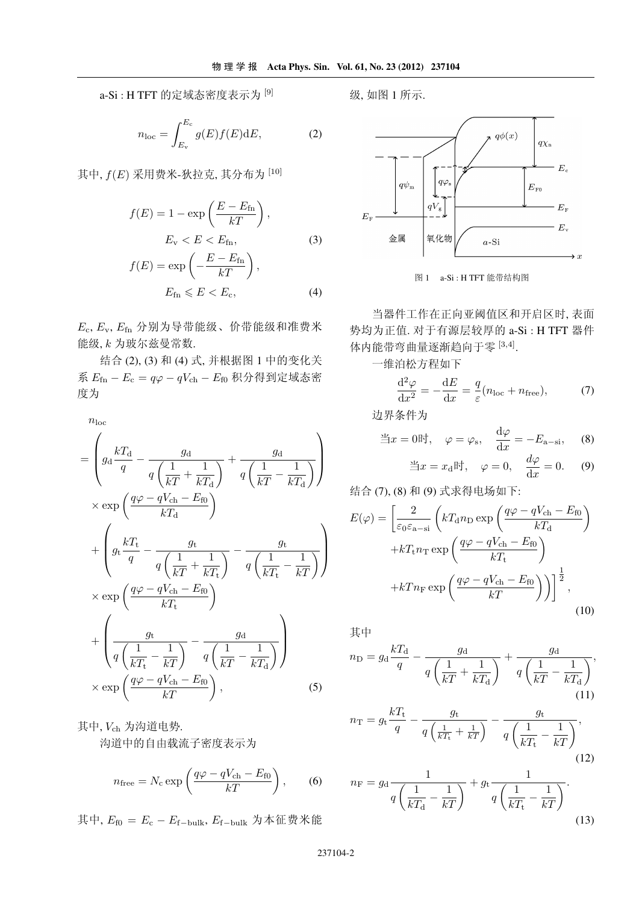a-Si : H TFT 的定域态密度表示为 [9]

$$n_{\rm loc}=\int_{E_{\rm v}}^{E_{\rm c}} g(E)f(E){\rm d}E, \tag{2}$$

其中, $f(E)$ 采用费米-狄拉克, 其分布为 [10]

$$f(E)=1-\exp\left(\frac{E-E_{\rm fn}}{kT}\right),\quad E_{\rm v}<E<E_{\rm fn}, \tag{3}$$

$$f(E)=\exp\left(-\frac{E-E_{\rm fn}}{kT}\right),\quad E_{\rm fn}\leqslant E<E_{\rm c}, \tag{4}$$

$E_{\rm c}$, $E_{\rm v}$, $E_{\rm fn}$ 分别为导带能级、价带能级和准费米能级, $k$ 为玻尔兹曼常数.

结合 (2), (3) 和 (4) 式, 并根据图 1 中的变化关系 $E_{\rm fn}-E_{\rm c}=q\varphi-qV_{\rm ch}-E_{\rm f0}$ 积分得到定域态密度为

$$\begin{aligned}
n_{\rm loc}
=&\left(g_{\rm d}\frac{kT_{\rm d}}{q}-\frac{g_{\rm d}}{q\left(\dfrac{1}{kT}+\dfrac{1}{kT_{\rm d}}\right)}+\frac{g_{\rm d}}{q\left(\dfrac{1}{kT}-\dfrac{1}{kT_{\rm d}}\right)}\right)\\
&\times\exp\left(\frac{q\varphi-qV_{\rm ch}-E_{\rm f0}}{kT_{\rm d}}\right)\\
&+\left(g_{\rm t}\frac{kT_{\rm t}}{q}-\frac{g_{\rm t}}{q\left(\dfrac{1}{kT}+\dfrac{1}{kT_{\rm t}}\right)}-\frac{g_{\rm t}}{q\left(\dfrac{1}{kT_{\rm t}}-\dfrac{1}{kT}\right)}\right)\\
&\times\exp\left(\frac{q\varphi-qV_{\rm ch}-E_{\rm f0}}{kT_{\rm t}}\right)\\
&+\left(\frac{g_{\rm t}}{q\left(\dfrac{1}{kT_{\rm t}}-\dfrac{1}{kT}\right)}-\frac{g_{\rm d}}{q\left(\dfrac{1}{kT}-\dfrac{1}{kT_{\rm d}}\right)}\right)\\
&\times\exp\left(\frac{q\varphi-qV_{\rm ch}-E_{\rm f0}}{kT}\right),
\end{aligned} \tag{5}$$

其中, $V_{\rm ch}$ 为沟道电势.

沟道中的自由载流子密度表示为

$$n_{\rm free}=N_{\rm c}\exp\left(\frac{q\varphi-qV_{\rm ch}-E_{\rm f0}}{kT}\right), \tag{6}$$

其中, $E_{\rm f0}=E_{\rm c}-E_{\rm f-bulk}$, $E_{\rm f-bulk}$ 为本征费米能级, 如图 1 所示.

图 1 a-Si : H TFT 能带结构图

当器件工作在正向亚阈值区和开启区时, 表面势均为正值. 对于有源层较厚的 a-Si : H TFT 器件体内能带弯曲量逐渐趋向于零 [3,4].

一维泊松方程如下

$$\frac{{\rm d}^2\varphi}{{\rm d}x^2}=-\frac{{\rm d}E}{{\rm d}x}=\frac{q}{\varepsilon}(n_{\rm loc}+n_{\rm free}), \tag{7}$$

边界条件为

$$当x=0时,\quad \varphi=\varphi_{\rm s},\quad \frac{{\rm d}\varphi}{{\rm d}x}=-E_{\rm a-si}, \tag{8}$$

$$当x=x_{\rm d}时,\quad \varphi=0,\quad \frac{d\varphi}{{\rm d}x}=0. \tag{9}$$

结合 (7), (8) 和 (9) 式求得电场如下:

$$\begin{aligned}
E(\varphi)=&\left[\frac{2}{\varepsilon_0\varepsilon_{\rm a-si}}\left(kT_{\rm d}n_{\rm D}\exp\left(\frac{q\varphi-qV_{\rm ch}-E_{\rm f0}}{kT_{\rm d}}\right)\right.\right.\\
&+kT_{\rm t}n_{\rm T}\exp\left(\frac{q\varphi-qV_{\rm ch}-E_{\rm f0}}{kT_{\rm t}}\right)\\
&\left.\left.+kTn_{\rm F}\exp\left(\frac{q\varphi-qV_{\rm ch}-E_{\rm f0}}{kT}\right)\right)\right]^{\frac{1}{2}},
\end{aligned} \tag{10}$$

其中

$$n_{\rm D}=g_{\rm d}\frac{kT_{\rm d}}{q}-\frac{g_{\rm d}}{q\left(\dfrac{1}{kT}+\dfrac{1}{kT_{\rm d}}\right)}+\frac{g_{\rm d}}{q\left(\dfrac{1}{kT}-\dfrac{1}{kT_{\rm d}}\right)}, \tag{11}$$

$$n_{\rm T}=g_{\rm t}\frac{kT_{\rm t}}{q}-\frac{g_{\rm t}}{q\left(\frac{1}{kT_{\rm t}}+\frac{1}{kT}\right)}-\frac{g_{\rm t}}{q\left(\dfrac{1}{kT_{\rm t}}-\dfrac{1}{kT}\right)}, \tag{12}$$

$$n_{\rm F}=g_{\rm d}\frac{1}{q\left(\dfrac{1}{kT_{\rm d}}-\dfrac{1}{kT}\right)}+g_{\rm t}\frac{1}{q\left(\dfrac{1}{kT_{\rm t}}-\dfrac{1}{kT}\right)}. \tag{13}$$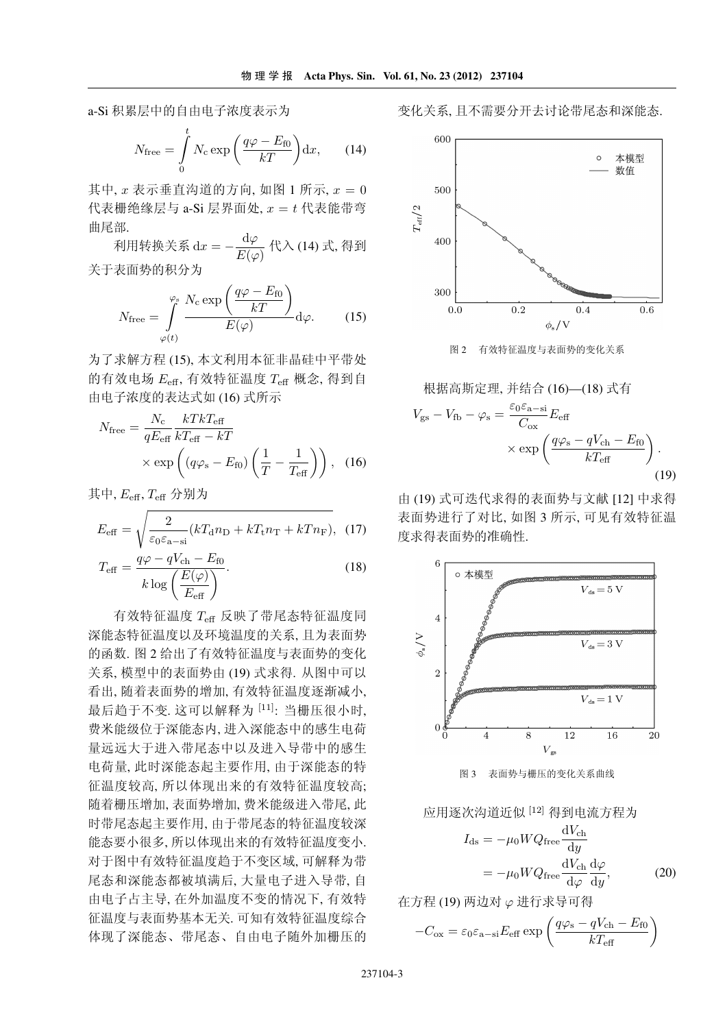a-Si 积累层中的自由电子浓度表示为

$$N_{\text{free}} = \int_0^t N_{\text{c}} \exp\left(\frac{q\varphi - E_{\text{f0}}}{kT}\right) \mathrm{d}x, \tag{14}$$

其中, $x$ 表示垂直沟道的方向, 如图 1 所示, $x = 0$ 代表栅绝缘层与 a-Si 层界面处, $x = t$ 代表能带弯曲尾部.

利用转换关系 $\mathrm{d}x = -\dfrac{\mathrm{d}\varphi}{E(\varphi)}$ 代入 (14) 式, 得到关于表面势的积分为

$$N_{\text{free}} = \int_{\varphi(t)}^{\varphi_s} \frac{N_{\text{c}} \exp\left(\dfrac{q\varphi - E_{\text{f0}}}{kT}\right)}{E(\varphi)} \mathrm{d}\varphi. \tag{15}$$

为了求解方程 (15), 本文利用本征非晶硅中平带处的有效电场 $E_{\text{eff}}$, 有效特征温度 $T_{\text{eff}}$ 概念, 得到自由电子浓度的表达式如 (16) 式所示

$$N_{\text{free}} = \frac{N_{\text{c}}}{qE_{\text{eff}}} \frac{kTkT_{\text{eff}}}{kT_{\text{eff}} - kT} \times \exp\left((q\varphi_{\text{s}} - E_{\text{f0}})\left(\frac{1}{T} - \frac{1}{T_{\text{eff}}}\right)\right), \tag{16}$$

其中, $E_{\text{eff}}$, $T_{\text{eff}}$ 分别为

$$E_{\text{eff}} = \sqrt{\frac{2}{\varepsilon_0 \varepsilon_{\text{a-si}}}(kT_{\text{d}} n_{\text{D}} + kT_{\text{t}} n_{\text{T}} + kTn_{\text{F}})}, \tag{17}$$

$$T_{\text{eff}} = \frac{q\varphi - qV_{\text{ch}} - E_{\text{f0}}}{k \log\left(\dfrac{E(\varphi)}{E_{\text{eff}}}\right)}. \tag{18}$$

有效特征温度 $T_{\text{eff}}$ 反映了带尾态特征温度同深能态特征温度以及环境温度的关系, 且为表面势的函数. 图 2 给出了有效特征温度与表面势的变化关系, 模型中的表面势由 (19) 式求得. 从图中可以看出, 随着表面势的增加, 有效特征温度逐渐减小, 最后趋于不变. 这可以解释为 [11]: 当栅压很小时, 费米能级位于深能态内, 进入深能态中的感生电荷量远远大于进入带尾态中以及进入导带中的感生电荷量, 此时深能态起主要作用, 由于深能态的特征温度较高, 所以体现出来的有效特征温度较高; 随着栅压增加, 表面势增加, 费米能级进入带尾, 此时带尾态起主要作用, 由于带尾态的特征温度较深能态要小很多, 所以体现出来的有效特征温度变小. 对于图中有效特征温度趋于不变区域, 可解释为带尾态和深能态都被填满后, 大量电子进入导带, 自由电子占主导, 在外加温度不变的情况下, 有效特征温度与表面势基本无关. 可知有效特征温度综合体现了深能态、带尾态、自由电子随外加栅压的变化关系, 且不需要分开去讨论带尾态和深能态.

图 2 有效特征温度与表面势的变化关系

根据高斯定理, 并结合 (16)—(18) 式有

$$V_{\text{gs}} - V_{\text{fb}} - \varphi_{\text{s}} = \frac{\varepsilon_0 \varepsilon_{\text{a-si}}}{C_{\text{ox}}} E_{\text{eff}} \times \exp\left(\frac{q\varphi_{\text{s}} - qV_{\text{ch}} - E_{\text{f0}}}{kT_{\text{eff}}}\right). \tag{19}$$

由 (19) 式可迭代求得的表面势与文献 [12] 中求得表面势进行了对比, 如图 3 所示, 可见有效特征温度求得表面势的准确性.

图 3 表面势与栅压的变化关系曲线

应用逐次沟道近似 [12] 得到电流方程为

$$\begin{aligned} I_{\text{ds}} &= -\mu_0 W Q_{\text{free}} \frac{\mathrm{d}V_{\text{ch}}}{\mathrm{d}y} \\ &= -\mu_0 W Q_{\text{free}} \frac{\mathrm{d}V_{\text{ch}}}{\mathrm{d}\varphi} \frac{\mathrm{d}\varphi}{\mathrm{d}y}, \end{aligned} \tag{20}$$

在方程 (19) 两边对 $\varphi$ 进行求导可得

$$-C_{\text{ox}} = \varepsilon_0 \varepsilon_{\text{a-si}} E_{\text{eff}} \exp\left(\frac{q\varphi_{\text{s}} - qV_{\text{ch}} - E_{\text{f0}}}{kT_{\text{eff}}}\right)$$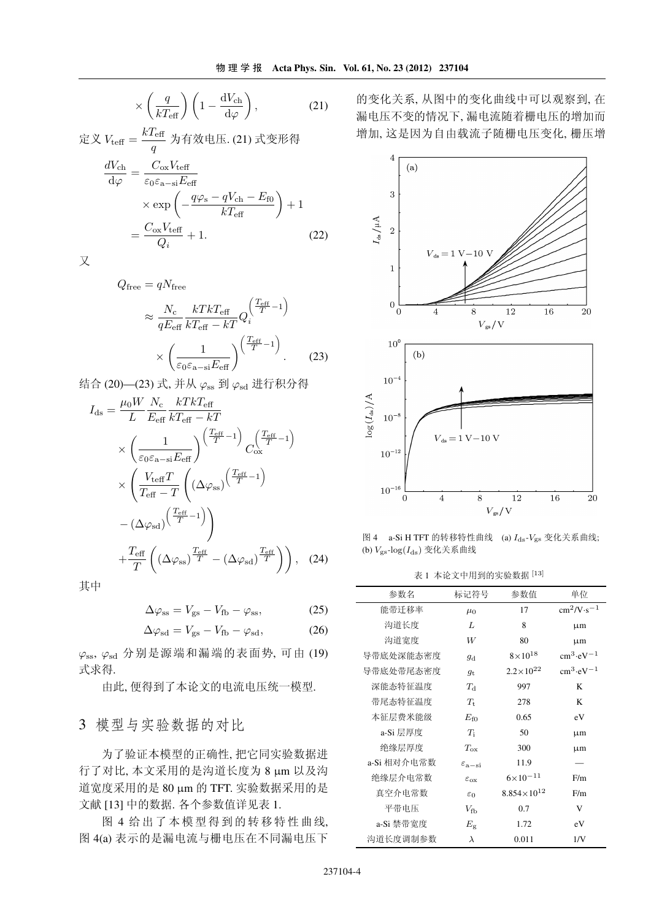$$\times\left(\frac{q}{kT_{\text{eff}}}\right)\left(1-\frac{\mathrm{d}V_{\text{ch}}}{\mathrm{d}\varphi}\right), \tag{21}$$

定义 $V_{\text{teff}}=\dfrac{kT_{\text{eff}}}{q}$ 为有效电压. (21) 式变形得

$$\begin{aligned}\frac{dV_{\text{ch}}}{\mathrm{d}\varphi}&=\frac{C_{\text{ox}}V_{\text{teff}}}{\varepsilon_0\varepsilon_{\text{a-si}}E_{\text{eff}}}\\&\quad\times\exp\left(-\frac{q\varphi_{\text{s}}-qV_{\text{ch}}-E_{\text{f0}}}{kT_{\text{eff}}}\right)+1\\&=\frac{C_{\text{ox}}V_{\text{teff}}}{Q_i}+1.\end{aligned}\tag{22}$$

又

$$\begin{aligned}Q_{\text{free}}&=qN_{\text{free}}\\&\approx\frac{N_{\text{c}}}{qE_{\text{eff}}}\frac{kTkT_{\text{eff}}}{kT_{\text{eff}}-kT}Q_i^{\left(\frac{T_{\text{eff}}}{T}-1\right)}\\&\quad\times\left(\frac{1}{\varepsilon_0\varepsilon_{\text{a-si}}E_{\text{eff}}}\right)^{\left(\frac{T_{\text{eff}}}{T}-1\right)}.\end{aligned}\tag{23}$$

结合 (20)—(23) 式, 并从 $\varphi_{\text{ss}}$ 到 $\varphi_{\text{sd}}$ 进行积分得

$$\begin{aligned}I_{\text{ds}}&=\frac{\mu_0W}{L}\frac{N_{\text{c}}}{E_{\text{eff}}}\frac{kTkT_{\text{eff}}}{kT_{\text{eff}}-kT}\\&\quad\times\left(\frac{1}{\varepsilon_0\varepsilon_{\text{a-si}}E_{\text{eff}}}\right)^{\left(\frac{T_{\text{eff}}}{T}-1\right)}C_{\text{ox}}^{\left(\frac{T_{\text{eff}}}{T}-1\right)}\\&\quad\times\left(\frac{V_{\text{teff}}T}{T_{\text{eff}}-T}\left((\Delta\varphi_{\text{ss}})^{\left(\frac{T_{\text{eff}}}{T}-1\right)}\right.\right.\\&\quad\left.-(\Delta\varphi_{\text{sd}})^{\left(\frac{T_{\text{eff}}}{T}-1\right)}\right)\\&\quad\left.+\frac{T_{\text{eff}}}{T}\left((\Delta\varphi_{\text{ss}})^{\frac{T_{\text{eff}}}{T}}-(\Delta\varphi_{\text{sd}})^{\frac{T_{\text{eff}}}{T}}\right)\right),\end{aligned}\tag{24}$$

其中

$$\Delta\varphi_{\text{ss}}=V_{\text{gs}}-V_{\text{fb}}-\varphi_{\text{ss}},\tag{25}$$

$$\Delta\varphi_{\text{sd}}=V_{\text{gs}}-V_{\text{fb}}-\varphi_{\text{sd}},\tag{26}$$

$\varphi_{\text{ss}}$, $\varphi_{\text{sd}}$ 分别是源端和漏端的表面势, 可由 (19) 式求得.

由此, 便得到了本论文的电流电压统一模型.

## 3 模型与实验数据的对比

为了验证本模型的正确性, 把它同实验数据进行了对比, 本文采用的是沟道长度为 8 μm 以及沟道宽度采用的是 80 μm 的 TFT. 实验数据采用的是文献 [13] 中的数据. 各个参数值详见表 1.

图 4 给出了本模型得到的转移特性曲线, 图 4(a) 表示的是漏电流与栅电压在不同漏电压下的变化关系, 从图中的变化曲线中可以观察到, 在漏电压不变的情况下, 漏电流随着栅电压的增加而增加, 这是因为自由载流子随栅电压变化, 栅压增

图 4 a-Si H TFT 的转移特性曲线 (a) $I_{\text{ds}}$-$V_{\text{gs}}$ 变化关系曲线; (b) $V_{\text{gs}}$-$\log(I_{\text{ds}})$ 变化关系曲线

表 1 本论文中用到的实验数据 [13]

| 参数名 | 标记符号 | 参数值 | 单位 |
|---|---|---|---|
| 能带迁移率 | $\mu_0$ | 17 | $\text{cm}^2/\text{V}\cdot\text{s}^{-1}$ |
| 沟道长度 | $L$ | 8 | μm |
| 沟道宽度 | $W$ | 80 | μm |
| 导带底处深能态密度 | $g_{\text{d}}$ | $8\times10^{18}$ | $\text{cm}^3\cdot\text{eV}^{-1}$ |
| 导带底处带尾态密度 | $g_{\text{t}}$ | $2.2\times10^{22}$ | $\text{cm}^3\cdot\text{eV}^{-1}$ |
| 深能态特征温度 | $T_{\text{d}}$ | 997 | K |
| 带尾态特征温度 | $T_{\text{t}}$ | 278 | K |
| 本征层费米能级 | $E_{\text{f0}}$ | 0.65 | eV |
| a-Si 层厚度 | $T_{\text{i}}$ | 50 | μm |
| 绝缘层厚度 | $T_{\text{ox}}$ | 300 | μm |
| a-Si 相对介电常数 | $\varepsilon_{\text{a-si}}$ | 11.9 | — |
| 绝缘层介电常数 | $\varepsilon_{\text{ox}}$ | $6\times10^{-11}$ | F/m |
| 真空介电常数 | $\varepsilon_0$ | $8.854\times10^{12}$ | F/m |
| 平带电压 | $V_{\text{fb}}$ | 0.7 | V |
| a-Si 禁带宽度 | $E_{\text{g}}$ | 1.72 | eV |
| 沟道长度调制参数 | $\lambda$ | 0.011 | 1/V |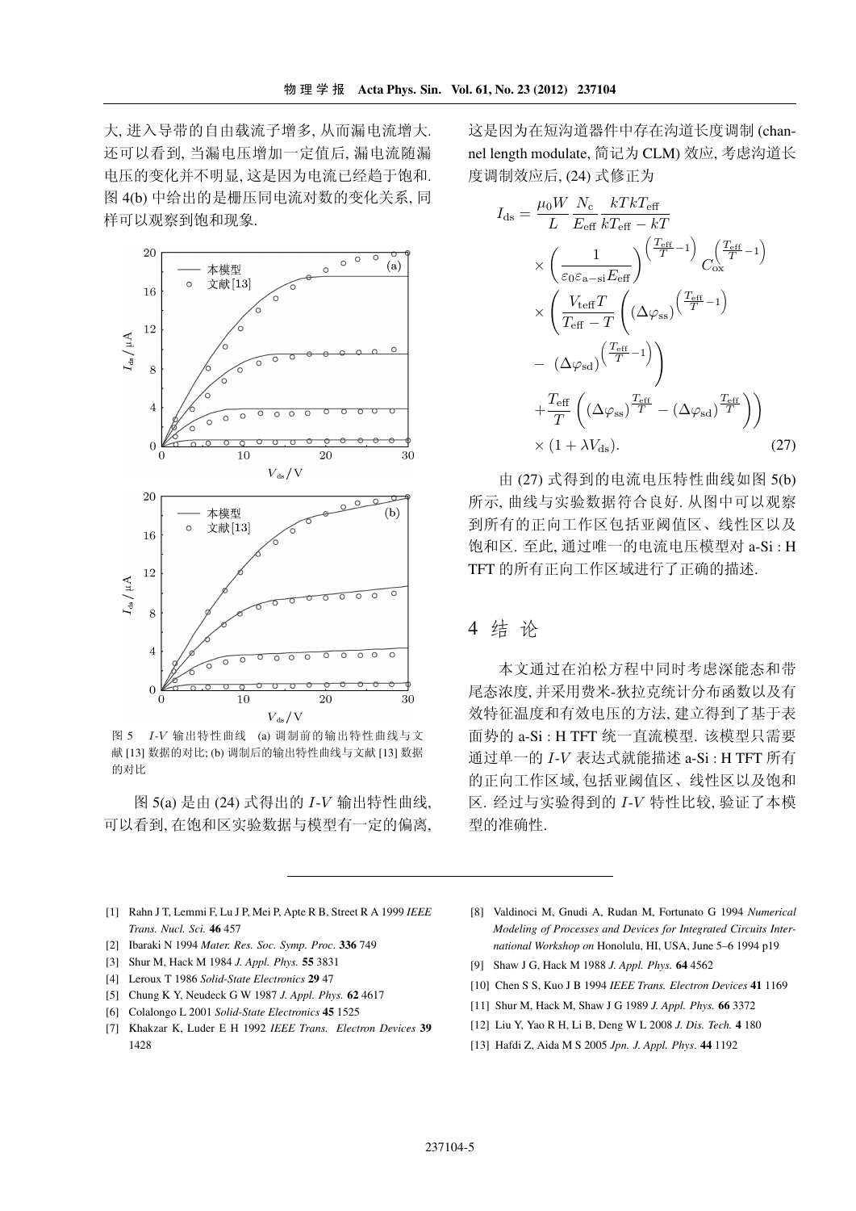大, 进入导带的自由载流子增多, 从而漏电流增大. 还可以看到, 当漏电压增加一定值后, 漏电流随漏电压的变化并不明显, 这是因为电流已经趋于饱和. 图 4(b) 中给出的是栅压同电流对数的变化关系, 同样可以观察到饱和现象.

图 5 $I$-$V$ 输出特性曲线 (a) 调制前的输出特性曲线与文献 [13] 数据的对比; (b) 调制后的输出特性曲线与文献 [13] 数据的对比

图 5(a) 是由 (24) 式得出的 $I$-$V$ 输出特性曲线, 可以看到, 在饱和区实验数据与模型有一定的偏离, 这是因为在短沟道器件中存在沟道长度调制 (channel length modulate, 简记为 CLM) 效应, 考虑沟道长度调制效应后, (24) 式修正为

$$
\begin{aligned}
I_{\mathrm{ds}} = {} & \frac{\mu_0 W}{L}\frac{N_{\mathrm{c}}}{E_{\mathrm{eff}}}\frac{kTkT_{\mathrm{eff}}}{kT_{\mathrm{eff}}-kT} \\
& \times\left(\frac{1}{\varepsilon_0\varepsilon_{\mathrm{a-si}}E_{\mathrm{eff}}}\right)^{\left(\frac{T_{\mathrm{eff}}}{T}-1\right)} C_{\mathrm{ox}}^{\left(\frac{T_{\mathrm{eff}}}{T}-1\right)} \\
& \times\left(\frac{V_{\mathrm{teff}}T}{T_{\mathrm{eff}}-T}\left((\Delta\varphi_{\mathrm{ss}})^{\left(\frac{T_{\mathrm{eff}}}{T}-1\right)}\right.\right. \\
& \left. -\ (\Delta\varphi_{\mathrm{sd}})^{\left(\frac{T_{\mathrm{eff}}}{T}-1\right)}\right) \\
& \left. +\frac{T_{\mathrm{eff}}}{T}\left((\Delta\varphi_{\mathrm{ss}})^{\frac{T_{\mathrm{eff}}}{T}}-(\Delta\varphi_{\mathrm{sd}})^{\frac{T_{\mathrm{eff}}}{T}}\right)\right) \\
& \times(1+\lambda V_{\mathrm{ds}}). \qquad (27)
\end{aligned}
$$

由 (27) 式得到的电流电压特性曲线如图 5(b) 所示, 曲线与实验数据符合良好. 从图中可以观察到所有的正向工作区包括亚阈值区、线性区以及饱和区. 至此, 通过唯一的电流电压模型对 a-Si : H TFT 的所有正向工作区域进行了正确的描述.

## 4 结 论

本文通过在泊松方程中同时考虑深能态和带尾态浓度, 并采用费米-狄拉克统计分布函数以及有效特征温度和有效电压的方法, 建立得到了基于表面势的 a-Si : H TFT 统一直流模型. 该模型只需要通过单一的 $I$-$V$ 表达式就能描述 a-Si : H TFT 所有的正向工作区域, 包括亚阈值区、线性区以及饱和区. 经过与实验得到的 $I$-$V$ 特性比较, 验证了本模型的准确性.

---

[1] Rahn J T, Lemmi F, Lu J P, Mei P, Apte R B, Street R A 1999 *IEEE Trans. Nucl. Sci.* **46** 457

[2] Ibaraki N 1994 *Mater. Res. Soc. Symp. Proc.* **336** 749

[3] Shur M, Hack M 1984 *J. Appl. Phys.* **55** 3831

[4] Leroux T 1986 *Solid-State Electronics* **29** 47

[5] Chung K Y, Neudeck G W 1987 *J. Appl. Phys.* **62** 4617

[6] Colalongo L 2001 *Solid-State Electronics* **45** 1525

[7] Khakzar K, Luder E H 1992 *IEEE Trans. Electron Devices* **39** 1428

[8] Valdinoci M, Gnudi A, Rudan M, Fortunato G 1994 *Numerical Modeling of Processes and Devices for Integrated Circuits International Workshop on* Honolulu, HI, USA, June 5–6 1994 p19

[9] Shaw J G, Hack M 1988 *J. Appl. Phys.* **64** 4562

[10] Chen S S, Kuo J B 1994 *IEEE Trans. Electron Devices* **41** 1169

[11] Shur M, Hack M, Shaw J G 1989 *J. Appl. Phys.* **66** 3372

[12] Liu Y, Yao R H, Li B, Deng W L 2008 *J. Dis. Tech.* **4** 180

[13] Hafdi Z, Aida M S 2005 *Jpn. J. Appl. Phys.* **44** 1192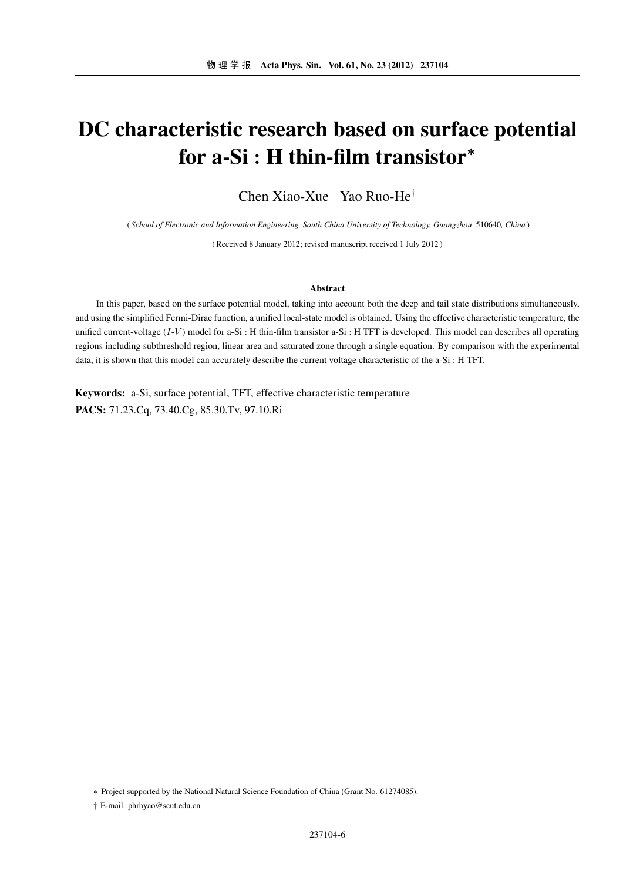# DC characteristic research based on surface potential for a-Si : H thin-film transistor*

Chen Xiao-Xue  Yao Ruo-He†

( *School of Electronic and Information Engineering, South China University of Technology, Guangzhou* 510640*, China* )

( Received 8 January 2012; revised manuscript received 1 July 2012 )

#### Abstract

In this paper, based on the surface potential model, taking into account both the deep and tail state distributions simultaneously, and using the simplified Fermi-Dirac function, a unified local-state model is obtained. Using the effective characteristic temperature, the unified current-voltage ($I$-$V$) model for a-Si : H thin-film transistor a-Si : H TFT is developed. This model can describes all operating regions including subthreshold region, linear area and saturated zone through a single equation. By comparison with the experimental data, it is shown that this model can accurately describe the current voltage characteristic of the a-Si : H TFT.

**Keywords:** a-Si, surface potential, TFT, effective characteristic temperature

**PACS:** 71.23.Cq, 73.40.Cg, 85.30.Tv, 97.10.Ri

---

\* Project supported by the National Natural Science Foundation of China (Grant No. 61274085).

† E-mail: phrhyao@scut.edu.cn